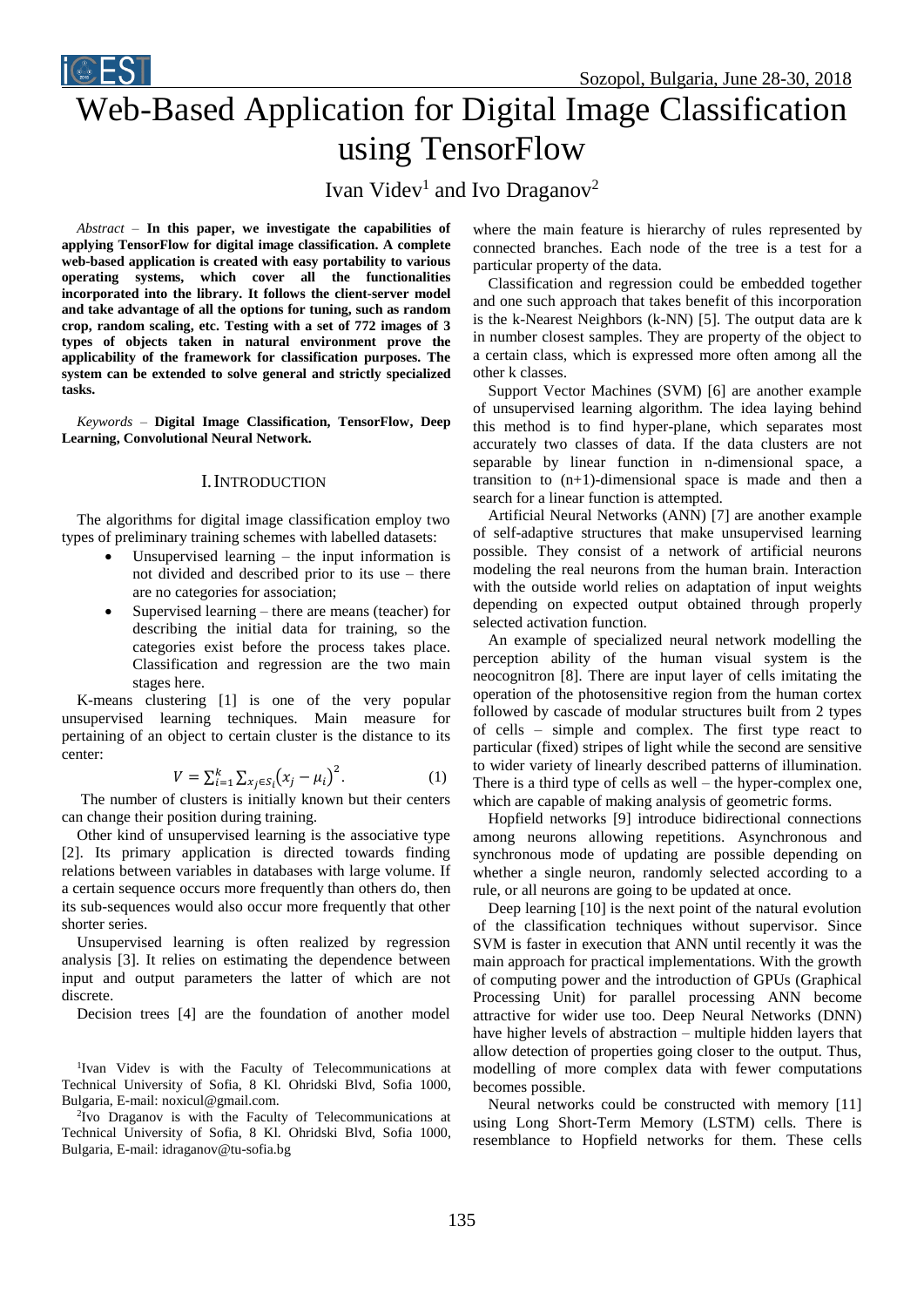# Web-Based Application for Digital Image Classification using TensorFlow

Ivan Videv[1] and Ivo Draganov[2]

*Abstract* – **In this paper, we investigate the capabilities of applying TensorFlow for digital image classification. A complete web-based application is created with easy portability to various operating systems, which cover all the functionalities incorporated into the library. It follows the client-server model and take advantage of all the options for tuning, such as random crop, random scaling, etc. Testing with a set of 772 images of 3 types of objects taken in natural environment prove the applicability of the framework for classification purposes. The system can be extended to solve general and strictly specialized tasks.**

*Keywords* – **Digital Image Classification, TensorFlow, Deep Learning, Convolutional Neural Network.**

## I. Introduction

The algorithms for digital image classification employ two types of preliminary training schemes with labelled datasets:

- Unsupervised learning – the input information is not divided and described prior to its use – there are no categories for association;
- Supervised learning – there are means (teacher) for describing the initial data for training, so the categories exist before the process takes place. Classification and regression are the two main stages here.

K-means clustering [1] is one of the very popular unsupervised learning techniques. Main measure for pertaining of an object to certain cluster is the distance to its center:

$$V = \sum_{i=1}^{k} \sum_{x_j \in S_i} \left(x_j - \mu_i\right)^2. \qquad (1)$$

The number of clusters is initially known but their centers can change their position during training.

Other kind of unsupervised learning is the associative type [2]. Its primary application is directed towards finding relations between variables in databases with large volume. If a certain sequence occurs more frequently than others do, then its sub-sequences would also occur more frequently that other shorter series.

Unsupervised learning is often realized by regression analysis [3]. It relies on estimating the dependence between input and output parameters the latter of which are not discrete.

Decision trees [4] are the foundation of another model where the main feature is hierarchy of rules represented by connected branches. Each node of the tree is a test for a particular property of the data.

Classification and regression could be embedded together and one such approach that takes benefit of this incorporation is the k-Nearest Neighbors (k-NN) [5]. The output data are k in number closest samples. They are property of the object to a certain class, which is expressed more often among all the other k classes.

Support Vector Machines (SVM) [6] are another example of unsupervised learning algorithm. The idea laying behind this method is to find hyper-plane, which separates most accurately two classes of data. If the data clusters are not separable by linear function in n-dimensional space, a transition to (n+1)-dimensional space is made and then a search for a linear function is attempted.

Artificial Neural Networks (ANN) [7] are another example of self-adaptive structures that make unsupervised learning possible. They consist of a network of artificial neurons modeling the real neurons from the human brain. Interaction with the outside world relies on adaptation of input weights depending on expected output obtained through properly selected activation function.

An example of specialized neural network modelling the perception ability of the human visual system is the neocognitron [8]. There are input layer of cells imitating the operation of the photosensitive region from the human cortex followed by cascade of modular structures built from 2 types of cells – simple and complex. The first type react to particular (fixed) stripes of light while the second are sensitive to wider variety of linearly described patterns of illumination. There is a third type of cells as well – the hyper-complex one, which are capable of making analysis of geometric forms.

Hopfield networks [9] introduce bidirectional connections among neurons allowing repetitions. Asynchronous and synchronous mode of updating are possible depending on whether a single neuron, randomly selected according to a rule, or all neurons are going to be updated at once.

Deep learning [10] is the next point of the natural evolution of the classification techniques without supervisor. Since SVM is faster in execution that ANN until recently it was the main approach for practical implementations. With the growth of computing power and the introduction of GPUs (Graphical Processing Unit) for parallel processing ANN become attractive for wider use too. Deep Neural Networks (DNN) have higher levels of abstraction – multiple hidden layers that allow detection of properties going closer to the output. Thus, modelling of more complex data with fewer computations becomes possible.

Neural networks could be constructed with memory [11] using Long Short-Term Memory (LSTM) cells. There is resemblance to Hopfield networks for them. These cells

[1]Ivan Videv is with the Faculty of Telecommunications at Technical University of Sofia, 8 Kl. Ohridski Blvd, Sofia 1000, Bulgaria, E-mail: noxicul@gmail.com.

[2]Ivo Draganov is with the Faculty of Telecommunications at Technical University of Sofia, 8 Kl. Ohridski Blvd, Sofia 1000, Bulgaria, E-mail: idraganov@tu-sofia.bg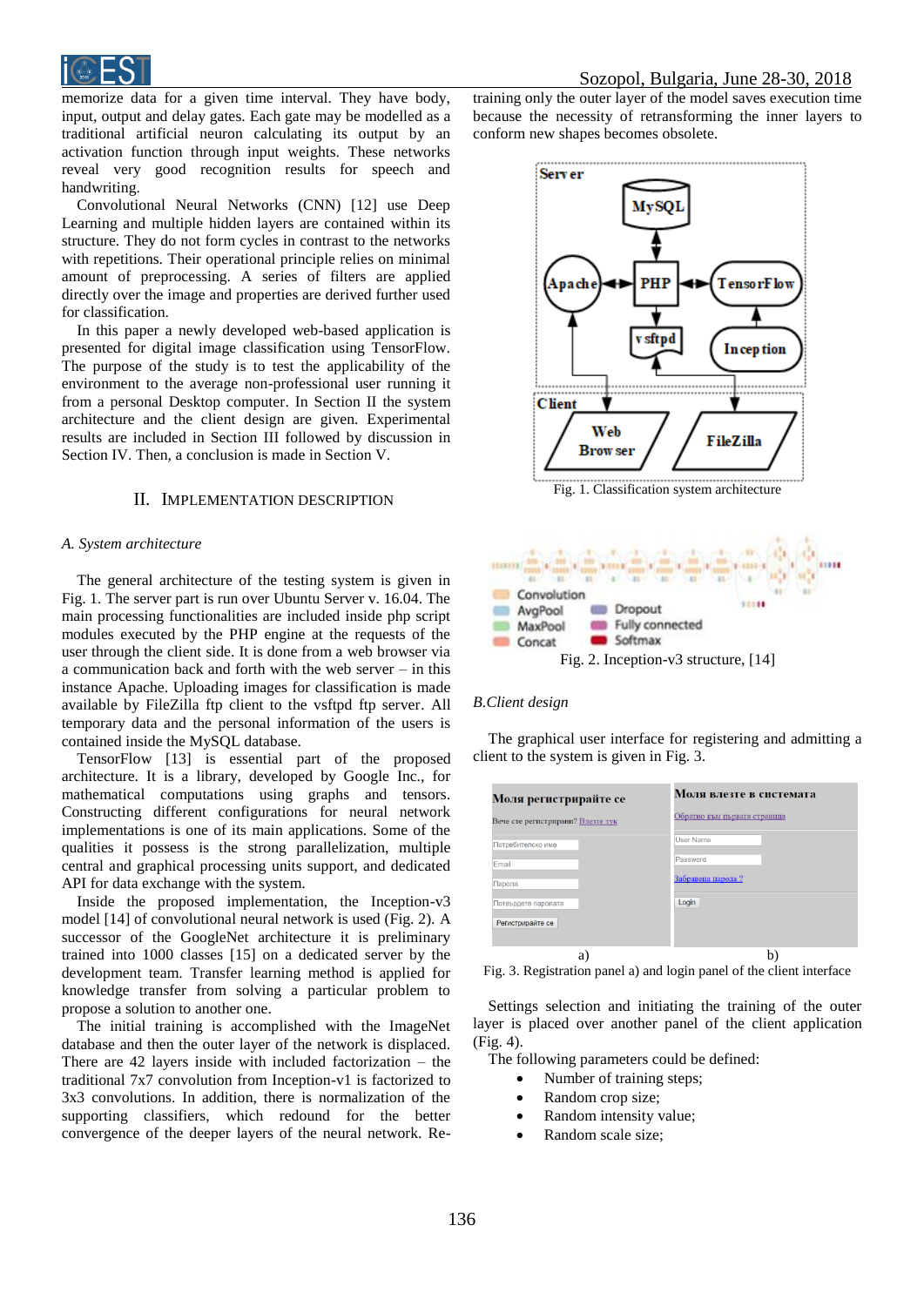memorize data for a given time interval. They have body, input, output and delay gates. Each gate may be modelled as a traditional artificial neuron calculating its output by an activation function through input weights. These networks reveal very good recognition results for speech and handwriting.

Convolutional Neural Networks (CNN) [12] use Deep Learning and multiple hidden layers are contained within its structure. They do not form cycles in contrast to the networks with repetitions. Their operational principle relies on minimal amount of preprocessing. A series of filters are applied directly over the image and properties are derived further used for classification.

In this paper a newly developed web-based application is presented for digital image classification using TensorFlow. The purpose of the study is to test the applicability of the environment to the average non-professional user running it from a personal Desktop computer. In Section II the system architecture and the client design are given. Experimental results are included in Section III followed by discussion in Section IV. Then, a conclusion is made in Section V.

## II. Implementation Description

### A. System architecture

The general architecture of the testing system is given in Fig. 1. The server part is run over Ubuntu Server v. 16.04. The main processing functionalities are included inside php script modules executed by the PHP engine at the requests of the user through the client side. It is done from a web browser via a communication back and forth with the web server – in this instance Apache. Uploading images for classification is made available by FileZilla ftp client to the vsftpd ftp server. All temporary data and the personal information of the users is contained inside the MySQL database.

TensorFlow [13] is essential part of the proposed architecture. It is a library, developed by Google Inc., for mathematical computations using graphs and tensors. Constructing different configurations for neural network implementations is one of its main applications. Some of the qualities it possess is the strong parallelization, multiple central and graphical processing units support, and dedicated API for data exchange with the system.

Inside the proposed implementation, the Inception-v3 model [14] of convolutional neural network is used (Fig. 2). A successor of the GoogleNet architecture it is preliminary trained into 1000 classes [15] on a dedicated server by the development team. Transfer learning method is applied for knowledge transfer from solving a particular problem to propose a solution to another one.

The initial training is accomplished with the ImageNet database and then the outer layer of the network is displaced. There are 42 layers inside with included factorization – the traditional 7x7 convolution from Inception-v1 is factorized to 3x3 convolutions. In addition, there is normalization of the supporting classifiers, which redound for the better convergence of the deeper layers of the neural network. Re-training only the outer layer of the model saves execution time because the necessity of retransforming the inner layers to conform new shapes becomes obsolete.

Fig. 1. Classification system architecture

Fig. 2. Inception-v3 structure, [14]

### B. Client design

The graphical user interface for registering and admitting a client to the system is given in Fig. 3.

Fig. 3. Registration panel a) and login panel of the client interface

Settings selection and initiating the training of the outer layer is placed over another panel of the client application (Fig. 4).

The following parameters could be defined:

- Number of training steps;
- Random crop size;
- Random intensity value;
- Random scale size;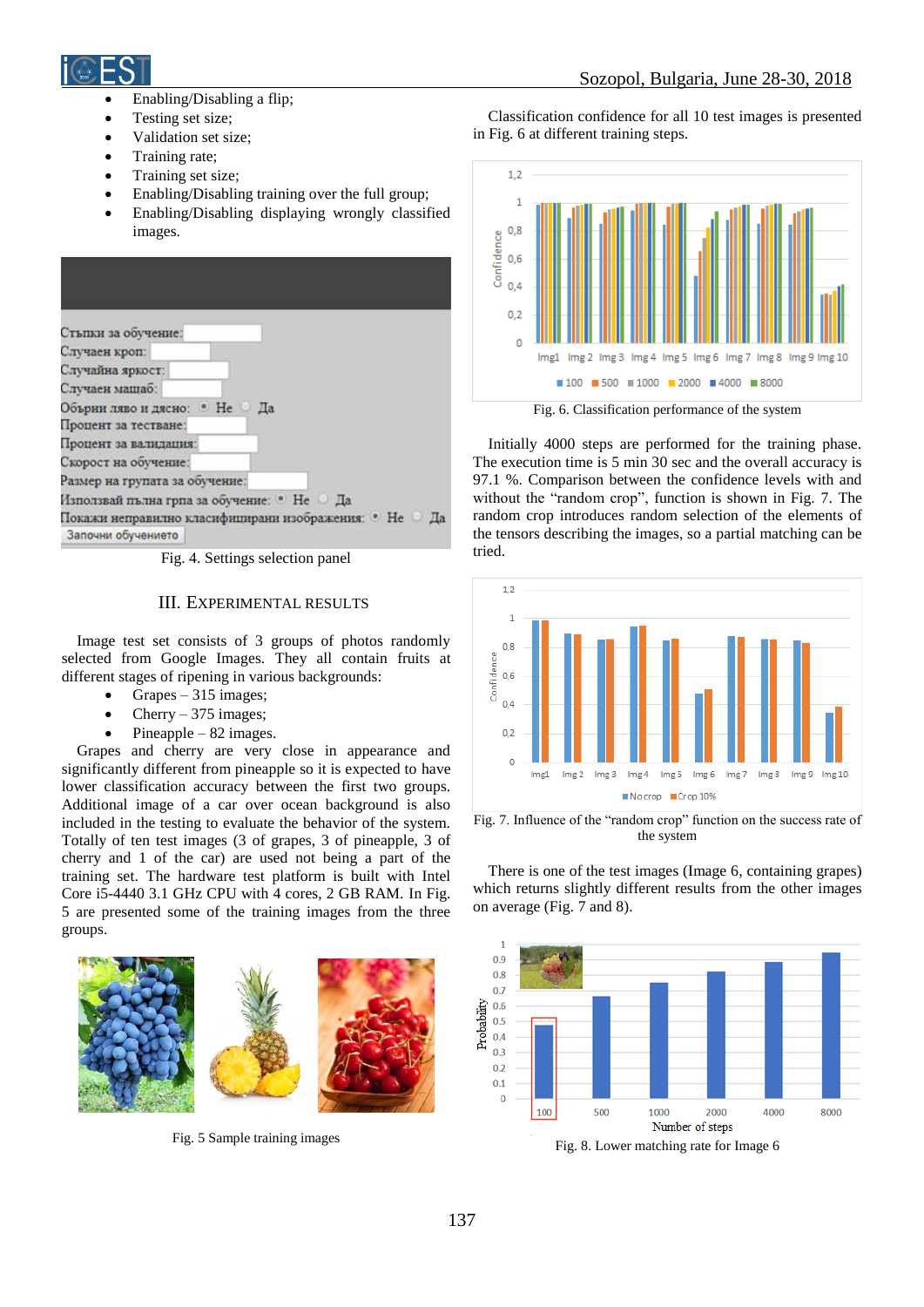- Enabling/Disabling a flip;
- Testing set size;
- Validation set size;
- Training rate;
- Training set size;
- Enabling/Disabling training over the full group;
- Enabling/Disabling displaying wrongly classified images.

Fig. 4. Settings selection panel

## III. EXPERIMENTAL RESULTS

Image test set consists of 3 groups of photos randomly selected from Google Images. They all contain fruits at different stages of ripening in various backgrounds:

- Grapes – 315 images;
- Cherry – 375 images;
- Pineapple – 82 images.

Grapes and cherry are very close in appearance and significantly different from pineapple so it is expected to have lower classification accuracy between the first two groups. Additional image of a car over ocean background is also included in the testing to evaluate the behavior of the system. Totally of ten test images (3 of grapes, 3 of pineapple, 3 of cherry and 1 of the car) are used not being a part of the training set. The hardware test platform is built with Intel Core i5-4440 3.1 GHz CPU with 4 cores, 2 GB RAM. In Fig. 5 are presented some of the training images from the three groups.

Fig. 5 Sample training images

Classification confidence for all 10 test images is presented in Fig. 6 at different training steps.

Fig. 6. Classification performance of the system

Initially 4000 steps are performed for the training phase. The execution time is 5 min 30 sec and the overall accuracy is 97.1 %. Comparison between the confidence levels with and without the “random crop”, function is shown in Fig. 7. The random crop introduces random selection of the elements of the tensors describing the images, so a partial matching can be tried.

Fig. 7. Influence of the “random crop” function on the success rate of the system

There is one of the test images (Image 6, containing grapes) which returns slightly different results from the other images on average (Fig. 7 and 8).

Fig. 8. Lower matching rate for Image 6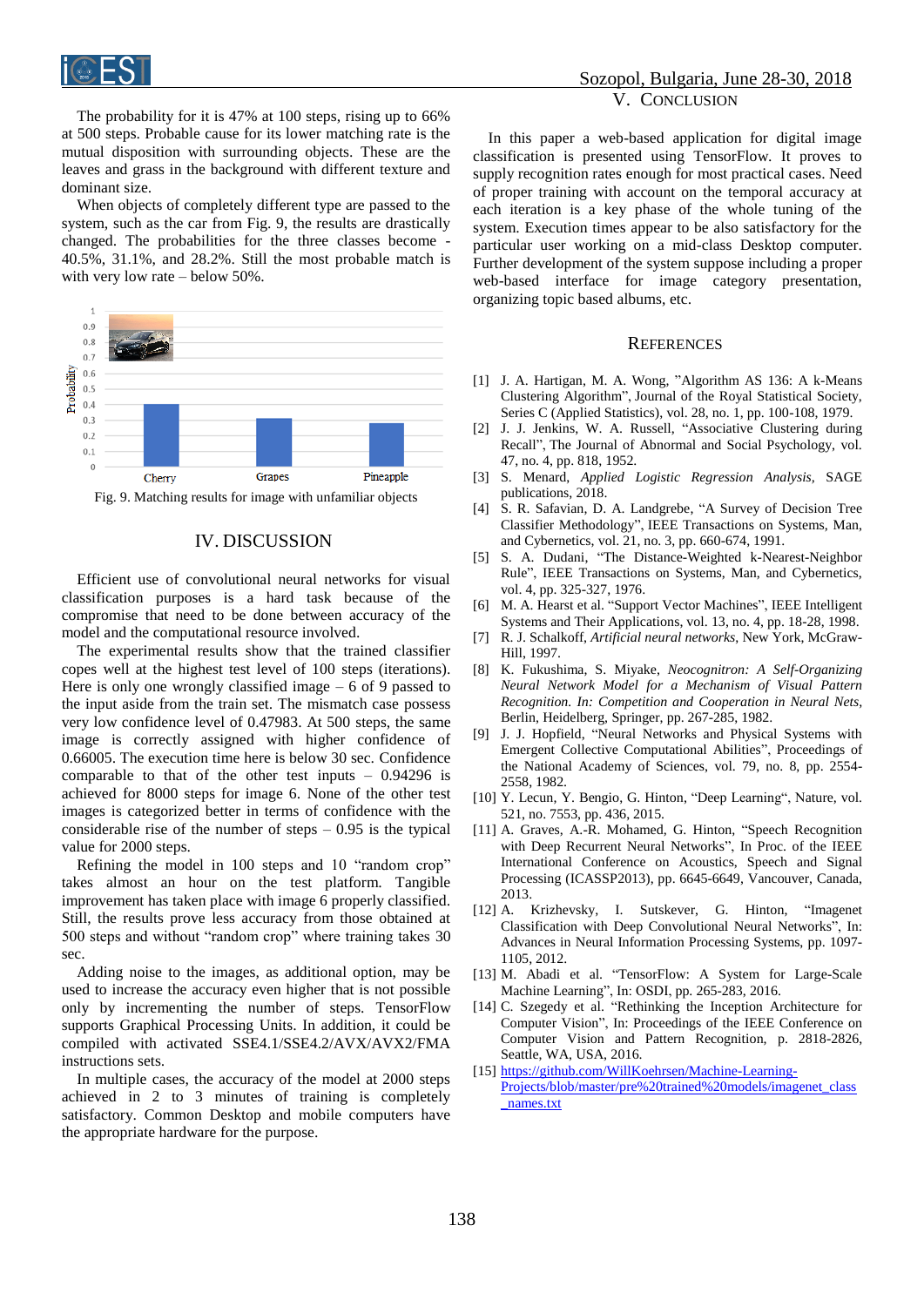The probability for it is 47% at 100 steps, rising up to 66% at 500 steps. Probable cause for its lower matching rate is the mutual disposition with surrounding objects. These are the leaves and grass in the background with different texture and dominant size.

When objects of completely different type are passed to the system, such as the car from Fig. 9, the results are drastically changed. The probabilities for the three classes become - 40.5%, 31.1%, and 28.2%. Still the most probable match is with very low rate – below 50%.

1
0.9
0.8
0.7
0.6
0.5
0.4
0.3
0.2
0.1
0
Probability
Cherry
Grapes
Pineapple

Fig. 9. Matching results for image with unfamiliar objects

## IV. DISCUSSION

Efficient use of convolutional neural networks for visual classification purposes is a hard task because of the compromise that need to be done between accuracy of the model and the computational resource involved.

The experimental results show that the trained classifier copes well at the highest test level of 100 steps (iterations). Here is only one wrongly classified image – 6 of 9 passed to the input aside from the train set. The mismatch case possess very low confidence level of 0.47983. At 500 steps, the same image is correctly assigned with higher confidence of 0.66005. The execution time here is below 30 sec. Confidence comparable to that of the other test inputs – 0.94296 is achieved for 8000 steps for image 6. None of the other test images is categorized better in terms of confidence with the considerable rise of the number of steps – 0.95 is the typical value for 2000 steps.

Refining the model in 100 steps and 10 "random crop" takes almost an hour on the test platform. Tangible improvement has taken place with image 6 properly classified. Still, the results prove less accuracy from those obtained at 500 steps and without "random crop" where training takes 30 sec.

Adding noise to the images, as additional option, may be used to increase the accuracy even higher that is not possible only by incrementing the number of steps. TensorFlow supports Graphical Processing Units. In addition, it could be compiled with activated SSE4.1/SSE4.2/AVX/AVX2/FMA instructions sets.

In multiple cases, the accuracy of the model at 2000 steps achieved in 2 to 3 minutes of training is completely satisfactory. Common Desktop and mobile computers have the appropriate hardware for the purpose.

## V. CONCLUSION

In this paper a web-based application for digital image classification is presented using TensorFlow. It proves to supply recognition rates enough for most practical cases. Need of proper training with account on the temporal accuracy at each iteration is a key phase of the whole tuning of the system. Execution times appear to be also satisfactory for the particular user working on a mid-class Desktop computer. Further development of the system suppose including a proper web-based interface for image category presentation, organizing topic based albums, etc.

## REFERENCES

[1] J. A. Hartigan, M. A. Wong, "Algorithm AS 136: A k-Means Clustering Algorithm", Journal of the Royal Statistical Society, Series C (Applied Statistics), vol. 28, no. 1, pp. 100-108, 1979.

[2] J. J. Jenkins, W. A. Russell, "Associative Clustering during Recall", The Journal of Abnormal and Social Psychology, vol. 47, no. 4, pp. 818, 1952.

[3] S. Menard, *Applied Logistic Regression Analysis*, SAGE publications, 2018.

[4] S. R. Safavian, D. A. Landgrebe, "A Survey of Decision Tree Classifier Methodology", IEEE Transactions on Systems, Man, and Cybernetics, vol. 21, no. 3, pp. 660-674, 1991.

[5] S. A. Dudani, "The Distance-Weighted k-Nearest-Neighbor Rule", IEEE Transactions on Systems, Man, and Cybernetics, vol. 4, pp. 325-327, 1976.

[6] M. A. Hearst et al. "Support Vector Machines", IEEE Intelligent Systems and Their Applications, vol. 13, no. 4, pp. 18-28, 1998.

[7] R. J. Schalkoff, *Artificial neural networks*, New York, McGraw-Hill, 1997.

[8] K. Fukushima, S. Miyake, *Neocognitron: A Self-Organizing Neural Network Model for a Mechanism of Visual Pattern Recognition. In: Competition and Cooperation in Neural Nets*, Berlin, Heidelberg, Springer, pp. 267-285, 1982.

[9] J. J. Hopfield, "Neural Networks and Physical Systems with Emergent Collective Computational Abilities", Proceedings of the National Academy of Sciences, vol. 79, no. 8, pp. 2554-2558, 1982.

[10] Y. Lecun, Y. Bengio, G. Hinton, "Deep Learning", Nature, vol. 521, no. 7553, pp. 436, 2015.

[11] A. Graves, A.-R. Mohamed, G. Hinton, "Speech Recognition with Deep Recurrent Neural Networks", In Proc. of the IEEE International Conference on Acoustics, Speech and Signal Processing (ICASSP2013), pp. 6645-6649, Vancouver, Canada, 2013.

[12] A. Krizhevsky, I. Sutskever, G. Hinton, "Imagenet Classification with Deep Convolutional Neural Networks", In: Advances in Neural Information Processing Systems, pp. 1097-1105, 2012.

[13] M. Abadi et al. "TensorFlow: A System for Large-Scale Machine Learning", In: OSDI, pp. 265-283, 2016.

[14] C. Szegedy et al. "Rethinking the Inception Architecture for Computer Vision", In: Proceedings of the IEEE Conference on Computer Vision and Pattern Recognition, p. 2818-2826, Seattle, WA, USA, 2016.

[15] https://github.com/WillKoehrsen/Machine-Learning-Projects/blob/master/pre%20trained%20models/imagenet_class_names.txt